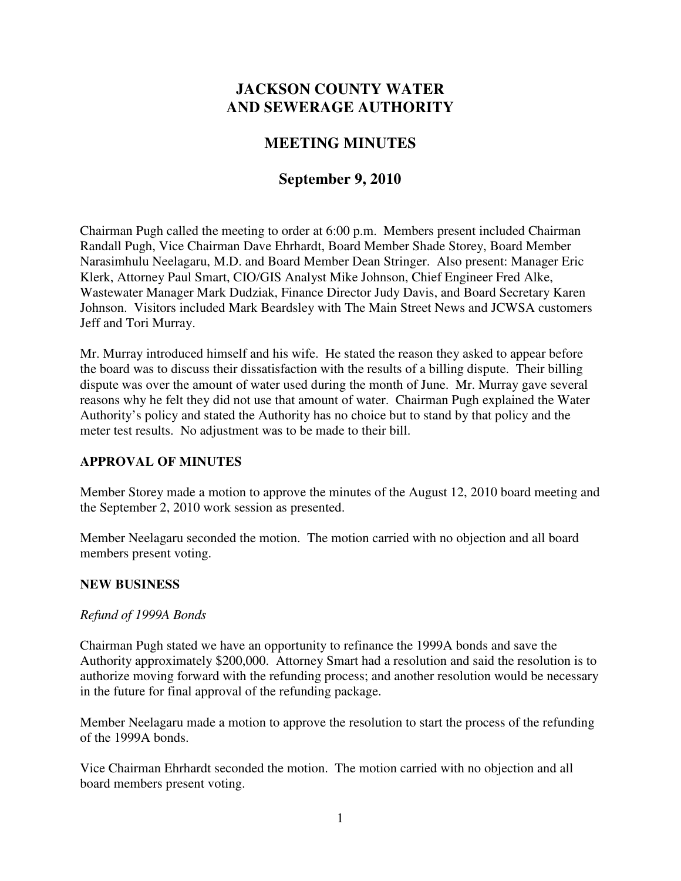# JACKSON COUNTY WATER AND SEWERAGE AUTHORITY

## MEETING MINUTES

## September 9, 2010

Chairman Pugh called the meeting to order at 6:00 p.m. Members present included Chairman Randall Pugh, Vice Chairman Dave Ehrhardt, Board Member Shade Storey, Board Member Narasimhulu Neelagaru, M.D. and Board Member Dean Stringer. Also present: Manager Eric Klerk, Attorney Paul Smart, CIO/GIS Analyst Mike Johnson, Chief Engineer Fred Alke, Wastewater Manager Mark Dudziak, Finance Director Judy Davis, and Board Secretary Karen Johnson. Visitors included Mark Beardsley with The Main Street News and JCWSA customers Jeff and Tori Murray.

Mr. Murray introduced himself and his wife. He stated the reason they asked to appear before the board was to discuss their dissatisfaction with the results of a billing dispute. Their billing dispute was over the amount of water used during the month of June. Mr. Murray gave several reasons why he felt they did not use that amount of water. Chairman Pugh explained the Water Authority's policy and stated the Authority has no choice but to stand by that policy and the meter test results. No adjustment was to be made to their bill.

**APPROVAL OF MINUTES**

Member Storey made a motion to approve the minutes of the August 12, 2010 board meeting and the September 2, 2010 work session as presented.

Member Neelagaru seconded the motion. The motion carried with no objection and all board members present voting.

**NEW BUSINESS**

*Refund of 1999A Bonds*

Chairman Pugh stated we have an opportunity to refinance the 1999A bonds and save the Authority approximately $200,000. Attorney Smart had a resolution and said the resolution is to authorize moving forward with the refunding process; and another resolution would be necessary in the future for final approval of the refunding package.

Member Neelagaru made a motion to approve the resolution to start the process of the refunding of the 1999A bonds.

Vice Chairman Ehrhardt seconded the motion. The motion carried with no objection and all board members present voting.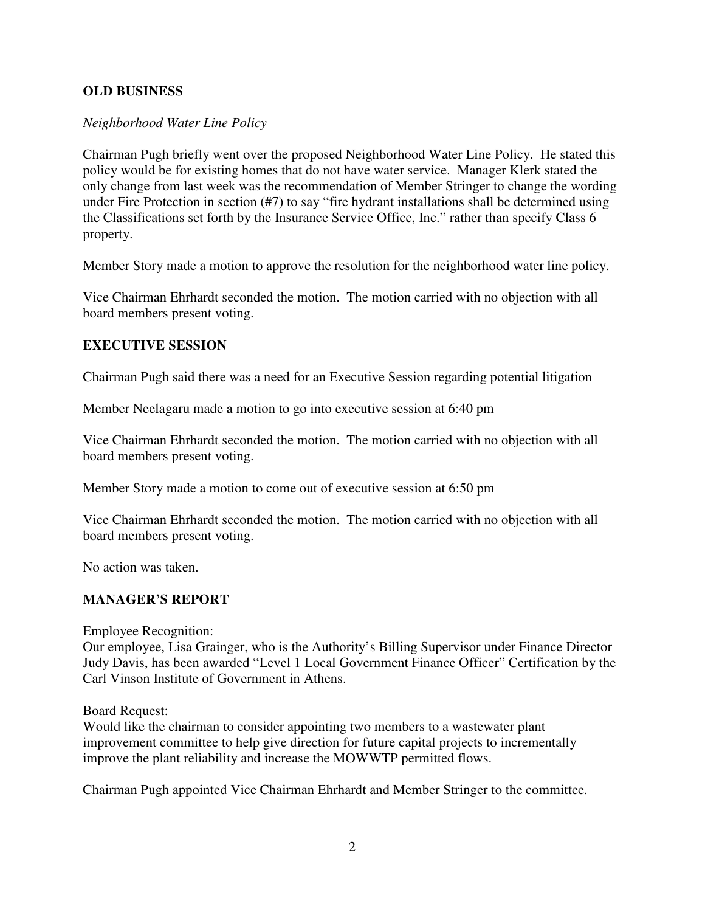## OLD BUSINESS

*Neighborhood Water Line Policy*

Chairman Pugh briefly went over the proposed Neighborhood Water Line Policy. He stated this policy would be for existing homes that do not have water service. Manager Klerk stated the only change from last week was the recommendation of Member Stringer to change the wording under Fire Protection in section (#7) to say "fire hydrant installations shall be determined using the Classifications set forth by the Insurance Service Office, Inc." rather than specify Class 6 property.

Member Story made a motion to approve the resolution for the neighborhood water line policy.

Vice Chairman Ehrhardt seconded the motion. The motion carried with no objection with all board members present voting.

## EXECUTIVE SESSION

Chairman Pugh said there was a need for an Executive Session regarding potential litigation

Member Neelagaru made a motion to go into executive session at 6:40 pm

Vice Chairman Ehrhardt seconded the motion. The motion carried with no objection with all board members present voting.

Member Story made a motion to come out of executive session at 6:50 pm

Vice Chairman Ehrhardt seconded the motion. The motion carried with no objection with all board members present voting.

No action was taken.

## MANAGER'S REPORT

Employee Recognition:
Our employee, Lisa Grainger, who is the Authority's Billing Supervisor under Finance Director Judy Davis, has been awarded "Level 1 Local Government Finance Officer" Certification by the Carl Vinson Institute of Government in Athens.

Board Request:
Would like the chairman to consider appointing two members to a wastewater plant improvement committee to help give direction for future capital projects to incrementally improve the plant reliability and increase the MOWWTP permitted flows.

Chairman Pugh appointed Vice Chairman Ehrhardt and Member Stringer to the committee.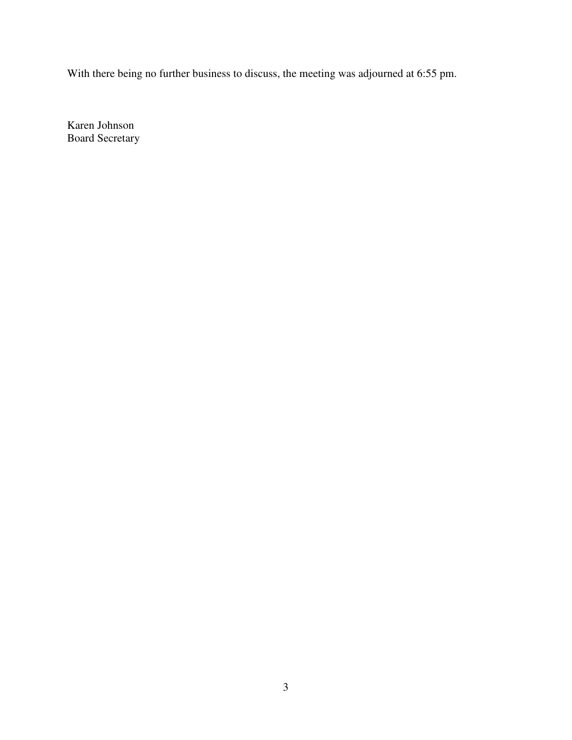With there being no further business to discuss, the meeting was adjourned at 6:55 pm.

Karen Johnson
Board Secretary